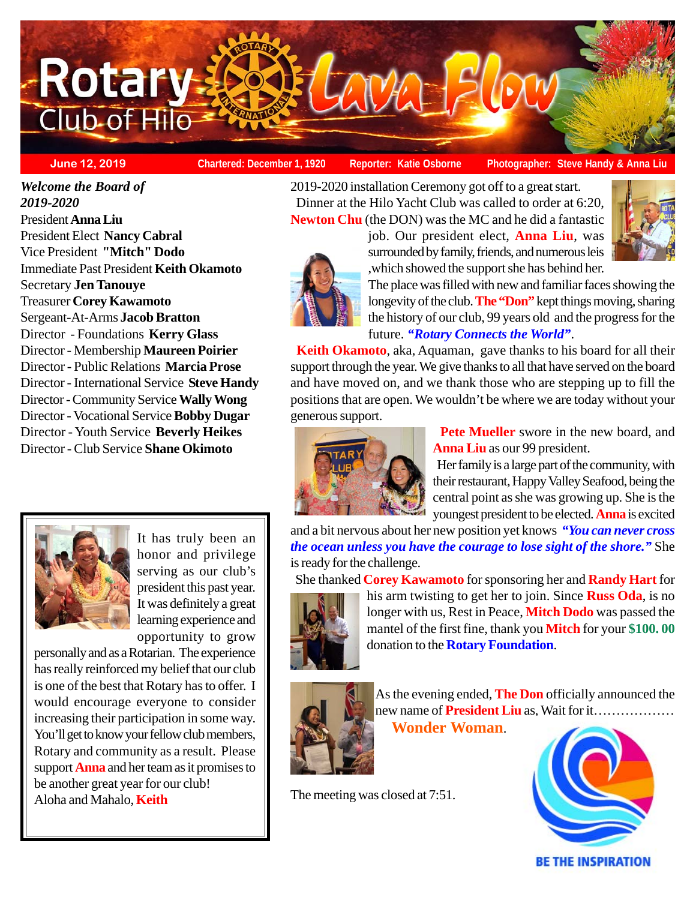# Rotary Club of Hilo — Lava Flow

**June 12, 2019** | **Chartered: December 1, 1920** | **Reporter: Katie Osborne** | **Photographer: Steve Handy & Anna Liu**

***Welcome the Board of 2019-2020***

President **Anna Liu**
President Elect **Nancy Cabral**
Vice President **"Mitch" Dodo**
Immediate Past President **Keith Okamoto**
Secretary **Jen Tanouye**
Treasurer **Corey Kawamoto**
Sergeant-At-Arms **Jacob Bratton**
Director - Foundations **Kerry Glass**
Director - Membership **Maureen Poirier**
Director - Public Relations **Marcia Prose**
Director - International Service **Steve Handy**
Director - Community Service **Wally Wong**
Director - Vocational Service **Bobby Dugar**
Director - Youth Service **Beverly Heikes**
Director - Club Service **Shane Okimoto**

It has truly been an honor and privilege serving as our club's president this past year. It was definitely a great learning experience and opportunity to grow personally and as a Rotarian. The experience has really reinforced my belief that our club is one of the best that Rotary has to offer. I would encourage everyone to consider increasing their participation in some way. You'll get to know your fellow club members, Rotary and community as a result. Please support **Anna** and her team as it promises to be another great year for our club!
Aloha and Mahalo, **Keith**

2019-2020 installation Ceremony got off to a great start. Dinner at the Hilo Yacht Club was called to order at 6:20, **Newton Chu** (the DON) was the MC and he did a fantastic job. Our president elect, **Anna Liu**, was surrounded by family, friends, and numerous leis ,which showed the support she has behind her. The place was filled with new and familiar faces showing the longevity of the club. **The "Don"** kept things moving, sharing the history of our club, 99 years old and the progress for the future. ***"Rotary Connects the World"***.

**Keith Okamoto**, aka, Aquaman, gave thanks to his board for all their support through the year. We give thanks to all that have served on the board and have moved on, and we thank those who are stepping up to fill the positions that are open. We wouldn't be where we are today without your generous support.

**Pete Mueller** swore in the new board, and **Anna Liu** as our 99 president.

Her family is a large part of the community, with their restaurant, Happy Valley Seafood, being the central point as she was growing up. She is the youngest president to be elected. **Anna** is excited and a bit nervous about her new position yet knows ***"You can never cross the ocean unless you have the courage to lose sight of the shore."*** She is ready for the challenge.

She thanked **Corey Kawamoto** for sponsoring her and **Randy Hart** for his arm twisting to get her to join. Since **Russ Oda**, is no longer with us, Rest in Peace, **Mitch Dodo** was passed the mantel of the first fine, thank you **Mitch** for your **$100. 00** donation to the **Rotary Foundation**.

As the evening ended, **The Don** officially announced the new name of **President Liu** as, Wait for it………………
**Wonder Woman**.

The meeting was closed at 7:51.

BE THE INSPIRATION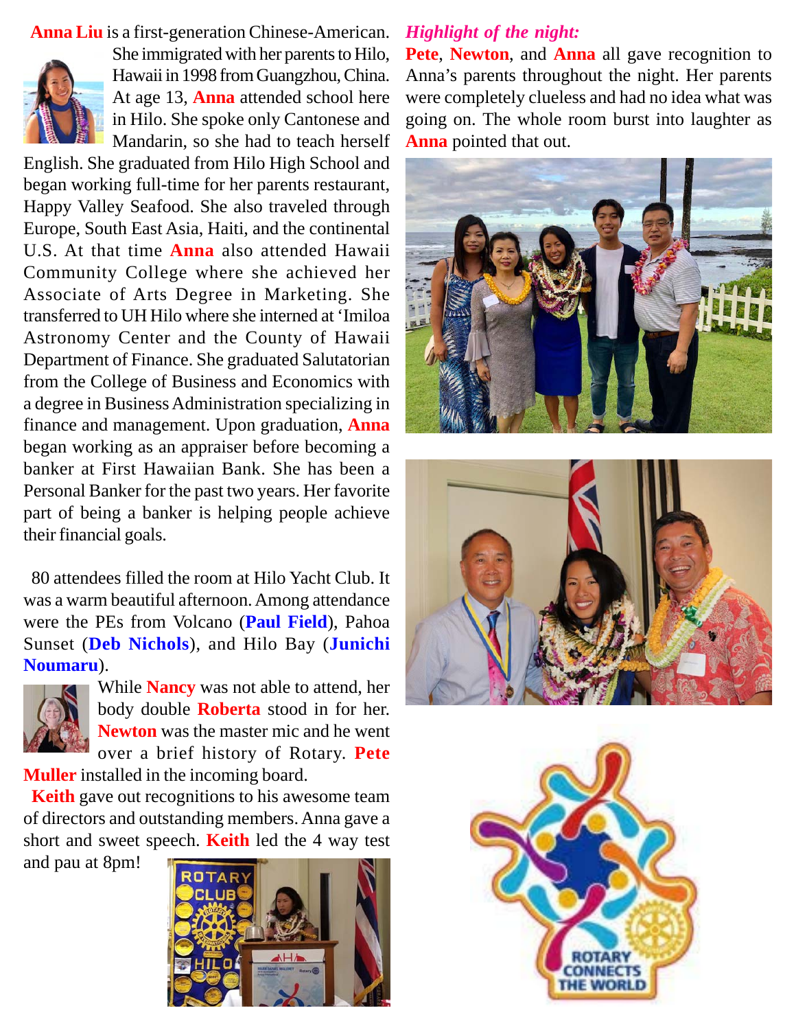**Anna Liu** is a first-generation Chinese-American. She immigrated with her parents to Hilo, Hawaii in 1998 from Guangzhou, China. At age 13, **Anna** attended school here in Hilo. She spoke only Cantonese and Mandarin, so she had to teach herself English. She graduated from Hilo High School and began working full-time for her parents restaurant, Happy Valley Seafood. She also traveled through Europe, South East Asia, Haiti, and the continental U.S. At that time **Anna** also attended Hawaii Community College where she achieved her Associate of Arts Degree in Marketing. She transferred to UH Hilo where she interned at 'Imiloa Astronomy Center and the County of Hawaii Department of Finance. She graduated Salutatorian from the College of Business and Economics with a degree in Business Administration specializing in finance and management. Upon graduation, **Anna** began working as an appraiser before becoming a banker at First Hawaiian Bank. She has been a Personal Banker for the past two years. Her favorite part of being a banker is helping people achieve their financial goals.

80 attendees filled the room at Hilo Yacht Club. It was a warm beautiful afternoon. Among attendance were the PEs from Volcano (**Paul Field**), Pahoa Sunset (**Deb Nichols**), and Hilo Bay (**Junichi Noumaru**).

While **Nancy** was not able to attend, her body double **Roberta** stood in for her. **Newton** was the master mic and he went over a brief history of Rotary. **Pete Muller** installed in the incoming board.

**Keith** gave out recognitions to his awesome team of directors and outstanding members. Anna gave a short and sweet speech. **Keith** led the 4 way test and pau at 8pm!

***Highlight of the night:***

**Pete**, **Newton**, and **Anna** all gave recognition to Anna's parents throughout the night. Her parents were completely clueless and had no idea what was going on. The whole room burst into laughter as **Anna** pointed that out.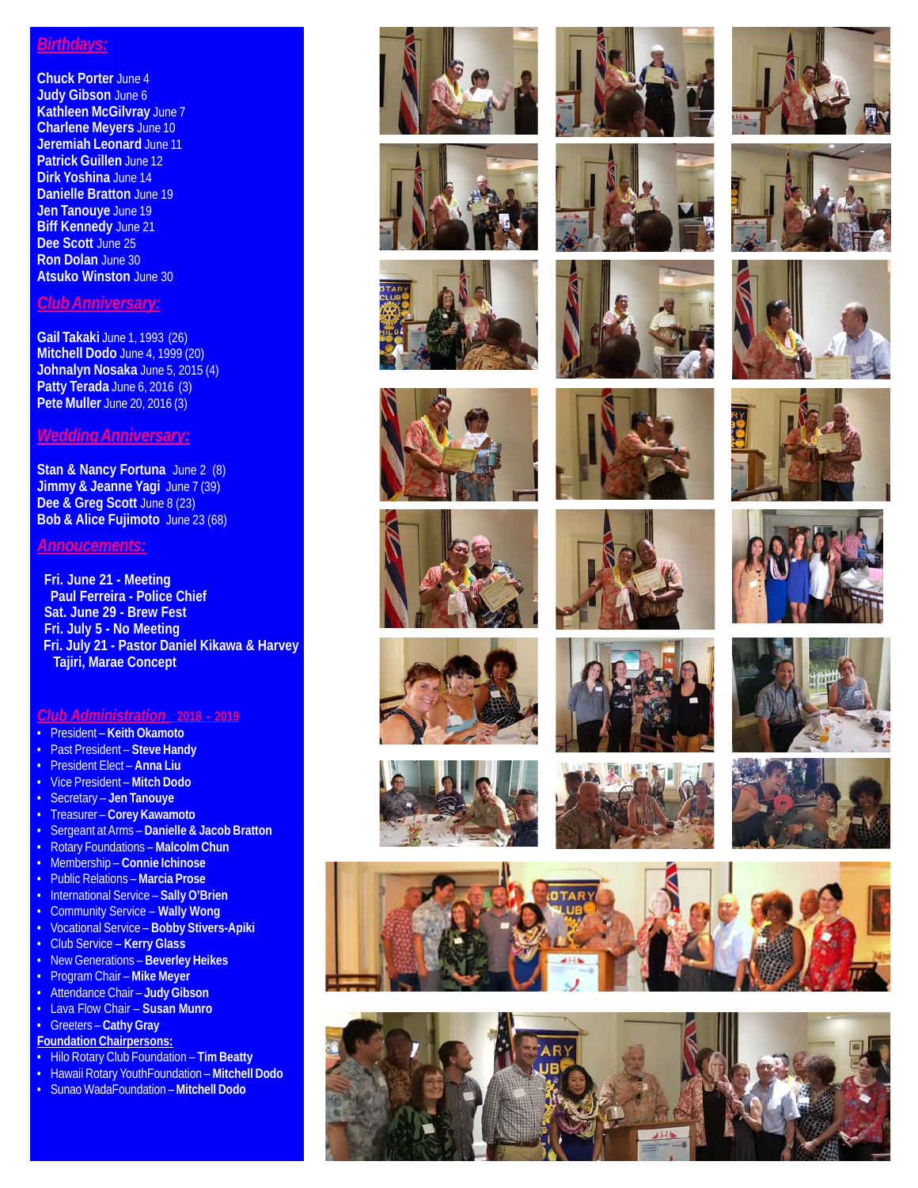## Birthdays:

**Chuck Porter** June 4
**Judy Gibson** June 6
**Kathleen McGilvray** June 7
**Charlene Meyers** June 10
**Jeremiah Leonard** June 11
**Patrick Guillen** June 12
**Dirk Yoshina** June 14
**Danielle Bratton** June 19
**Jen Tanouye** June 19
**Biff Kennedy** June 21
**Dee Scott** June 25
**Ron Dolan** June 30
**Atsuko Winston** June 30

## Club Anniversary:

**Gail Takaki** June 1, 1993 (26)
**Mitchell Dodo** June 4, 1999 (20)
**Johnalyn Nosaka** June 5, 2015 (4)
**Patty Terada** June 6, 2016 (3)
**Pete Muller** June 20, 2016 (3)

## Wedding Anniversary:

**Stan & Nancy Fortuna** June 2 (8)
**Jimmy & Jeanne Yagi** June 7 (39)
**Dee & Greg Scott** June 8 (23)
**Bob & Alice Fujimoto** June 23 (68)

## Annoucements:

**Fri. June 21 - Meeting**
**Paul Ferreira - Police Chief**
**Sat. June 29 - Brew Fest**
**Fri. July 5 - No Meeting**
**Fri. July 21 - Pastor Daniel Kikawa & Harvey Tajiri, Marae Concept**

## Club Administration 2018 – 2019

- President – **Keith Okamoto**
- Past President – **Steve Handy**
- President Elect – **Anna Liu**
- Vice President – **Mitch Dodo**
- Secretary – **Jen Tanouye**
- Treasurer – **Corey Kawamoto**
- Sergeant at Arms – **Danielle & Jacob Bratton**
- Rotary Foundations – **Malcolm Chun**
- Membership – **Connie Ichinose**
- Public Relations – **Marcia Prose**
- International Service – **Sally O'Brien**
- Community Service – **Wally Wong**
- Vocational Service – **Bobby Stivers-Apiki**
- Club Service – **Kerry Glass**
- New Generations – **Beverley Heikes**
- Program Chair – **Mike Meyer**
- Attendance Chair – **Judy Gibson**
- Lava Flow Chair – **Susan Munro**
- Greeters – **Cathy Gray**

**Foundation Chairpersons:**

- Hilo Rotary Club Foundation – **Tim Beatty**
- Hawaii Rotary YouthFoundation – **Mitchell Dodo**
- Sunao WadaFoundation – **Mitchell Dodo**